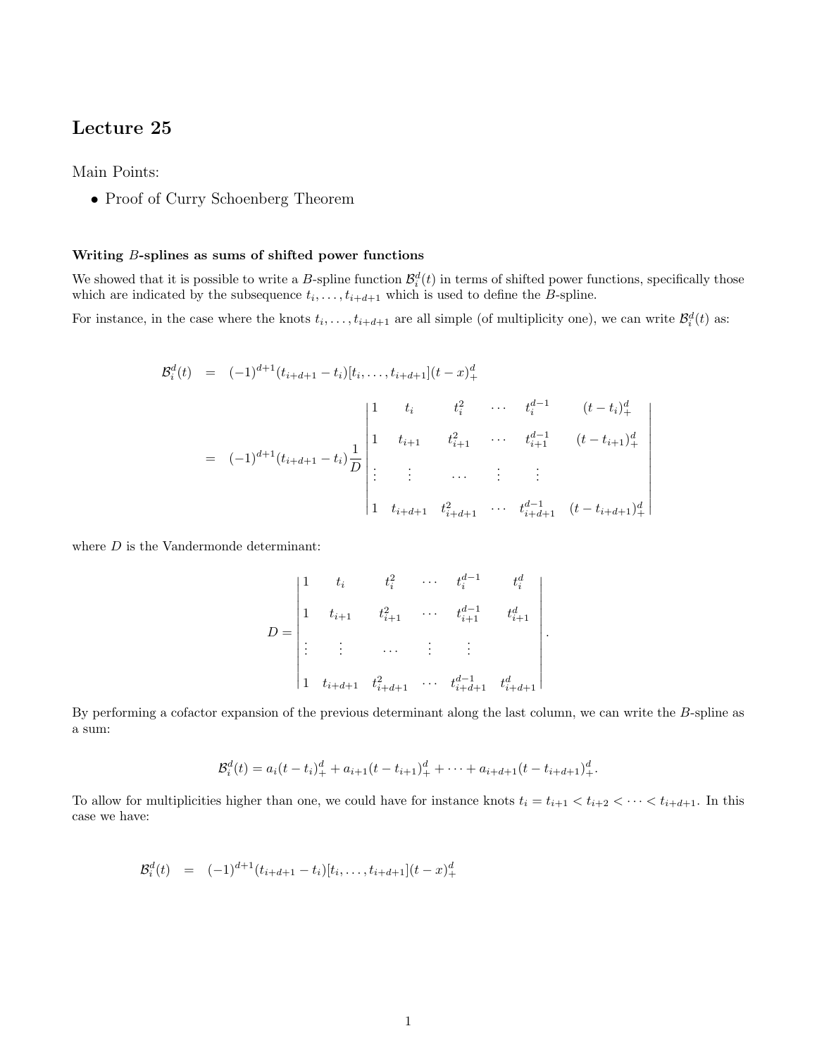# Lecture 25

Main Points:

- Proof of Curry Schoenberg Theorem

**Writing $B$-splines as sums of shifted power functions**

We showed that it is possible to write a $B$-spline function $\mathcal{B}_i^d(t)$ in terms of shifted power functions, specifically those which are indicated by the subsequence $t_i, \ldots, t_{i+d+1}$ which is used to define the $B$-spline.

For instance, in the case where the knots $t_i, \ldots, t_{i+d+1}$ are all simple (of multiplicity one), we can write $\mathcal{B}_i^d(t)$ as:

$$
\begin{aligned}
\mathcal{B}_i^d(t) &= (-1)^{d+1}(t_{i+d+1} - t_i)[t_i, \ldots, t_{i+d+1}](t-x)_+^d \\
&= (-1)^{d+1}(t_{i+d+1} - t_i)\frac{1}{D}
\begin{vmatrix}
1 & t_i & t_i^2 & \cdots & t_i^{d-1} & (t-t_i)_+^d \\
1 & t_{i+1} & t_{i+1}^2 & \cdots & t_{i+1}^{d-1} & (t-t_{i+1})_+^d \\
\vdots & \vdots & \cdots & \vdots & \vdots & \\
1 & t_{i+d+1} & t_{i+d+1}^2 & \cdots & t_{i+d+1}^{d-1} & (t-t_{i+d+1})_+^d
\end{vmatrix}
\end{aligned}
$$

where $D$ is the Vandermonde determinant:

$$
D = \begin{vmatrix}
1 & t_i & t_i^2 & \cdots & t_i^{d-1} & t_i^d \\
1 & t_{i+1} & t_{i+1}^2 & \cdots & t_{i+1}^{d-1} & t_{i+1}^d \\
\vdots & \vdots & \cdots & \vdots & \vdots & \\
1 & t_{i+d+1} & t_{i+d+1}^2 & \cdots & t_{i+d+1}^{d-1} & t_{i+d+1}^d
\end{vmatrix}.
$$

By performing a cofactor expansion of the previous determinant along the last column, we can write the $B$-spline as a sum:

$$
\mathcal{B}_i^d(t) = a_i(t-t_i)_+^d + a_{i+1}(t-t_{i+1})_+^d + \cdots + a_{i+d+1}(t-t_{i+d+1})_+^d.
$$

To allow for multiplicities higher than one, we could have for instance knots $t_i = t_{i+1} < t_{i+2} < \cdots < t_{i+d+1}$. In this case we have:

$$
\mathcal{B}_i^d(t) = (-1)^{d+1}(t_{i+d+1} - t_i)[t_i, \ldots, t_{i+d+1}](t-x)_+^d
$$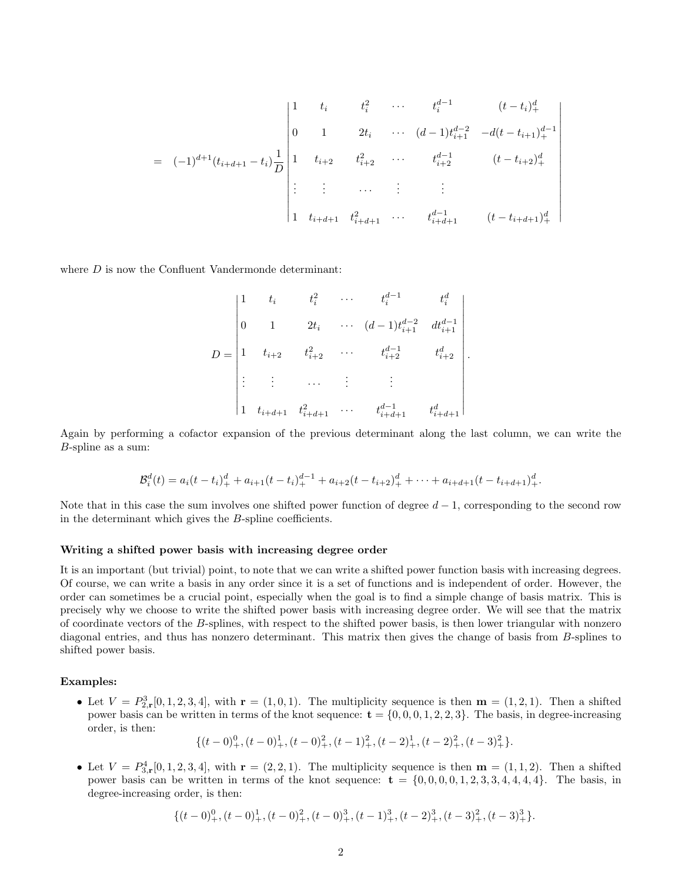$$
= (-1)^{d+1}(t_{i+d+1} - t_i)\frac{1}{D}\begin{vmatrix}
1 & t_i & t_i^2 & \cdots & t_i^{d-1} & (t-t_i)_+^d \\
0 & 1 & 2t_i & \cdots & (d-1)t_{i+1}^{d-2} & -d(t-t_{i+1})_+^{d-1} \\
1 & t_{i+2} & t_{i+2}^2 & \cdots & t_{i+2}^{d-1} & (t-t_{i+2})_+^d \\
\vdots & \vdots & \cdots & \vdots & \vdots & \\
1 & t_{i+d+1} & t_{i+d+1}^2 & \cdots & t_{i+d+1}^{d-1} & (t-t_{i+d+1})_+^d
\end{vmatrix}
$$

where $D$ is now the Confluent Vandermonde determinant:

$$
D = \begin{vmatrix}
1 & t_i & t_i^2 & \cdots & t_i^{d-1} & t_i^d \\
0 & 1 & 2t_i & \cdots & (d-1)t_{i+1}^{d-2} & dt_{i+1}^{d-1} \\
1 & t_{i+2} & t_{i+2}^2 & \cdots & t_{i+2}^{d-1} & t_{i+2}^d \\
\vdots & \vdots & \cdots & \vdots & \vdots & \\
1 & t_{i+d+1} & t_{i+d+1}^2 & \cdots & t_{i+d+1}^{d-1} & t_{i+d+1}^d
\end{vmatrix}.
$$

Again by performing a cofactor expansion of the previous determinant along the last column, we can write the $B$-spline as a sum:

$$
\mathcal{B}_i^d(t) = a_i(t-t_i)_+^d + a_{i+1}(t-t_i)_+^{d-1} + a_{i+2}(t-t_{i+2})_+^d + \cdots + a_{i+d+1}(t-t_{i+d+1})_+^d.
$$

Note that in this case the sum involves one shifted power function of degree $d-1$, corresponding to the second row in the determinant which gives the $B$-spline coefficients.

### Writing a shifted power basis with increasing degree order

It is an important (but trivial) point, to note that we can write a shifted power function basis with increasing degrees. Of course, we can write a basis in any order since it is a set of functions and is independent of order. However, the order can sometimes be a crucial point, especially when the goal is to find a simple change of basis matrix. This is precisely why we choose to write the shifted power basis with increasing degree order. We will see that the matrix of coordinate vectors of the $B$-splines, with respect to the shifted power basis, is then lower triangular with nonzero diagonal entries, and thus has nonzero determinant. This matrix then gives the change of basis from $B$-splines to shifted power basis.

### Examples:

- Let $V = P^3_{2,\mathbf{r}}[0,1,2,3,4]$, with $\mathbf{r} = (1,0,1)$. The multiplicity sequence is then $\mathbf{m} = (1,2,1)$. Then a shifted power basis can be written in terms of the knot sequence: $\mathbf{t} = \{0,0,0,1,2,2,3\}$. The basis, in degree-increasing order, is then:
$$\{(t-0)_+^0, (t-0)_+^1, (t-0)_+^2, (t-1)_+^2, (t-2)_+^1, (t-2)_+^2, (t-3)_+^2\}.$$
- Let $V = P^4_{3,\mathbf{r}}[0,1,2,3,4]$, with $\mathbf{r} = (2,2,1)$. The multiplicity sequence is then $\mathbf{m} = (1,1,2)$. Then a shifted power basis can be written in terms of the knot sequence: $\mathbf{t} = \{0,0,0,0,1,2,3,3,4,4,4,4\}$. The basis, in degree-increasing order, is then:
$$\{(t-0)_+^0, (t-0)_+^1, (t-0)_+^2, (t-0)_+^3, (t-1)_+^3, (t-2)_+^3, (t-3)_+^2, (t-3)_+^3\}.$$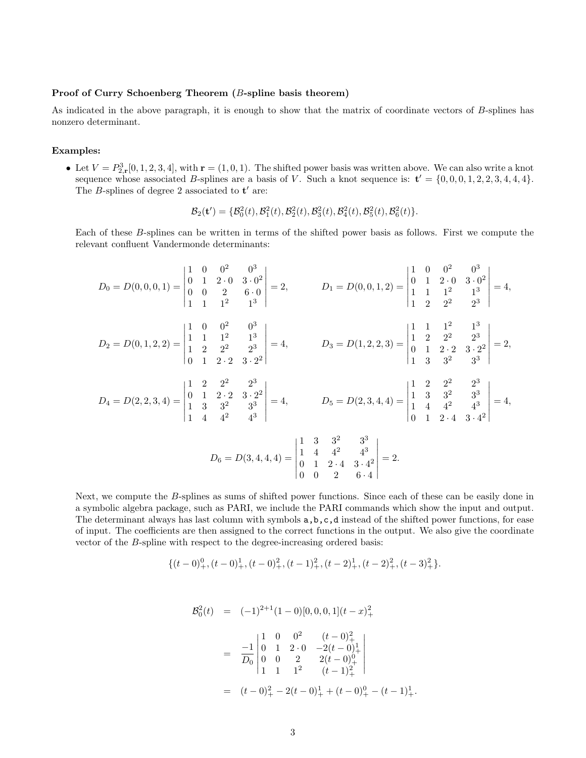**Proof of Curry Schoenberg Theorem ($B$-spline basis theorem)**

As indicated in the above paragraph, it is enough to show that the matrix of coordinate vectors of $B$-splines has nonzero determinant.

**Examples:**

- Let $V = P^3_{2,\mathbf{r}}[0,1,2,3,4]$, with $\mathbf{r} = (1,0,1)$. The shifted power basis was written above. We can also write a knot sequence whose associated $B$-splines are a basis of $V$. Such a knot sequence is: $\mathbf{t}' = \{0,0,0,1,2,2,3,4,4,4\}$. The $B$-splines of degree 2 associated to $\mathbf{t}'$ are:

$$\mathcal{B}_2(\mathbf{t}') = \{\mathcal{B}^2_0(t), \mathcal{B}^2_1(t), \mathcal{B}^2_2(t), \mathcal{B}^2_3(t), \mathcal{B}^2_4(t), \mathcal{B}^2_5(t), \mathcal{B}^2_6(t)\}.$$

Each of these $B$-splines can be written in terms of the shifted power basis as follows. First we compute the relevant confluent Vandermonde determinants:

$$D_0 = D(0,0,0,1) = \begin{vmatrix} 1 & 0 & 0^2 & 0^3 \\ 0 & 1 & 2\cdot 0 & 3\cdot 0^2 \\ 0 & 0 & 2 & 6\cdot 0 \\ 1 & 1 & 1^2 & 1^3 \end{vmatrix} = 2, \qquad D_1 = D(0,0,1,2) = \begin{vmatrix} 1 & 0 & 0^2 & 0^3 \\ 0 & 1 & 2\cdot 0 & 3\cdot 0^2 \\ 1 & 1 & 1^2 & 1^3 \\ 1 & 2 & 2^2 & 2^3 \end{vmatrix} = 4,$$

$$D_2 = D(0,1,2,2) = \begin{vmatrix} 1 & 0 & 0^2 & 0^3 \\ 1 & 1 & 1^2 & 1^3 \\ 1 & 2 & 2^2 & 2^3 \\ 0 & 1 & 2\cdot 2 & 3\cdot 2^2 \end{vmatrix} = 4, \qquad D_3 = D(1,2,2,3) = \begin{vmatrix} 1 & 1 & 1^2 & 1^3 \\ 1 & 2 & 2^2 & 2^3 \\ 0 & 1 & 2\cdot 2 & 3\cdot 2^2 \\ 1 & 3 & 3^2 & 3^3 \end{vmatrix} = 2,$$

$$D_4 = D(2,2,3,4) = \begin{vmatrix} 1 & 2 & 2^2 & 2^3 \\ 0 & 1 & 2\cdot 2 & 3\cdot 2^2 \\ 1 & 3 & 3^2 & 3^3 \\ 1 & 4 & 4^2 & 4^3 \end{vmatrix} = 4, \qquad D_5 = D(2,3,4,4) = \begin{vmatrix} 1 & 2 & 2^2 & 2^3 \\ 1 & 3 & 3^2 & 3^3 \\ 1 & 4 & 4^2 & 4^3 \\ 0 & 1 & 2\cdot 4 & 3\cdot 4^2 \end{vmatrix} = 4,$$

$$D_6 = D(3,4,4,4) = \begin{vmatrix} 1 & 3 & 3^2 & 3^3 \\ 1 & 4 & 4^2 & 4^3 \\ 0 & 1 & 2\cdot 4 & 3\cdot 4^2 \\ 0 & 0 & 2 & 6\cdot 4 \end{vmatrix} = 2.$$

Next, we compute the $B$-splines as sums of shifted power functions. Since each of these can be easily done in a symbolic algebra package, such as PARI, we include the PARI commands which show the input and output. The determinant always has last column with symbols `a,b,c,d` instead of the shifted power functions, for ease of input. The coefficients are then assigned to the correct functions in the output. We also give the coordinate vector of the $B$-spline with respect to the degree-increasing ordered basis:

$$\{(t-0)^0_+, (t-0)^1_+, (t-0)^2_+, (t-1)^2_+, (t-2)^1_+, (t-2)^2_+, (t-3)^2_+\}.$$

$$\begin{aligned}
\mathcal{B}^2_0(t) &= (-1)^{2+1}(1-0)[0,0,0,1](t-x)^2_+ \\
&= \frac{-1}{D_0}\begin{vmatrix} 1 & 0 & 0^2 & (t-0)^2_+ \\ 0 & 1 & 2\cdot 0 & -2(t-0)^1_+ \\ 0 & 0 & 2 & 2(t-0)^0_+ \\ 1 & 1 & 1^2 & (t-1)^2_+ \end{vmatrix} \\
&= (t-0)^2_+ - 2(t-0)^1_+ + (t-0)^0_+ - (t-1)^1_+.
\end{aligned}$$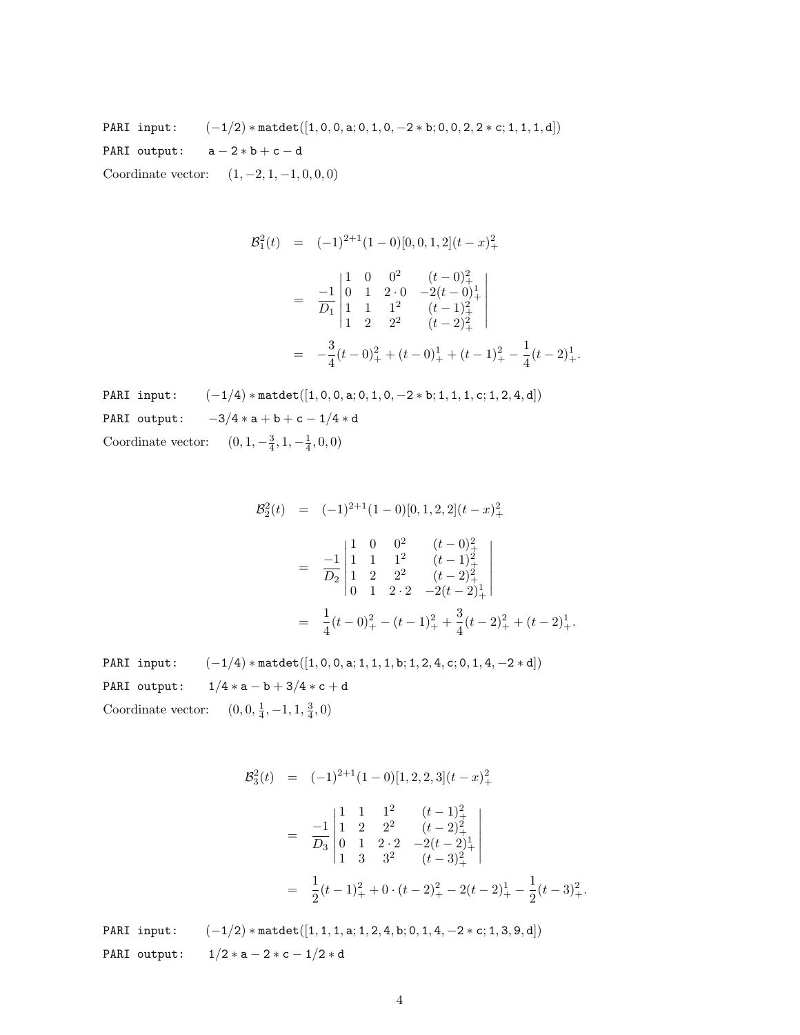PARI input: $(-1/2) * \mathtt{matdet}([1,0,0,a;0,1,0,-2*b;0,0,2,2*c;1,1,1,d])$

PARI output: $a - 2*b + c - d$

Coordinate vector: $(1, -2, 1, -1, 0, 0, 0)$

$$
\begin{aligned}
\mathcal{B}^2_1(t) &= (-1)^{2+1}(1-0)[0,0,1,2](t-x)^2_+ \\
&= \frac{-1}{D_1}\begin{vmatrix} 1 & 0 & 0^2 & (t-0)^2_+ \\ 0 & 1 & 2\cdot 0 & -2(t-0)^1_+ \\ 1 & 1 & 1^2 & (t-1)^2_+ \\ 1 & 2 & 2^2 & (t-2)^2_+ \end{vmatrix} \\
&= -\frac{3}{4}(t-0)^2_+ + (t-0)^1_+ + (t-1)^2_+ - \frac{1}{4}(t-2)^1_+.
\end{aligned}
$$

PARI input: $(-1/4) * \mathtt{matdet}([1,0,0,a;0,1,0,-2*b;1,1,1,c;1,2,4,d])$

PARI output: $-3/4*a + b + c - 1/4*d$

Coordinate vector: $(0, 1, -\frac{3}{4}, 1, -\frac{1}{4}, 0, 0)$

$$
\begin{aligned}
\mathcal{B}^2_2(t) &= (-1)^{2+1}(1-0)[0,1,2,2](t-x)^2_+ \\
&= \frac{-1}{D_2}\begin{vmatrix} 1 & 0 & 0^2 & (t-0)^2_+ \\ 1 & 1 & 1^2 & (t-1)^2_+ \\ 1 & 2 & 2^2 & (t-2)^2_+ \\ 0 & 1 & 2\cdot 2 & -2(t-2)^1_+ \end{vmatrix} \\
&= \frac{1}{4}(t-0)^2_+ - (t-1)^2_+ + \frac{3}{4}(t-2)^2_+ + (t-2)^1_+.
\end{aligned}
$$

PARI input: $(-1/4) * \mathtt{matdet}([1,0,0,a;1,1,1,b;1,2,4,c;0,1,4,-2*d])$

PARI output: $1/4*a - b + 3/4*c + d$

Coordinate vector: $(0, 0, \frac{1}{4}, -1, 1, \frac{3}{4}, 0)$

$$
\begin{aligned}
\mathcal{B}^2_3(t) &= (-1)^{2+1}(1-0)[1,2,2,3](t-x)^2_+ \\
&= \frac{-1}{D_3}\begin{vmatrix} 1 & 1 & 1^2 & (t-1)^2_+ \\ 1 & 2 & 2^2 & (t-2)^2_+ \\ 0 & 1 & 2\cdot 2 & -2(t-2)^1_+ \\ 1 & 3 & 3^2 & (t-3)^2_+ \end{vmatrix} \\
&= \frac{1}{2}(t-1)^2_+ + 0\cdot(t-2)^2_+ - 2(t-2)^1_+ - \frac{1}{2}(t-3)^2_+.
\end{aligned}
$$

PARI input: $(-1/2) * \mathtt{matdet}([1,1,1,a;1,2,4,b;0,1,4,-2*c;1,3,9,d])$

PARI output: $1/2*a - 2*c - 1/2*d$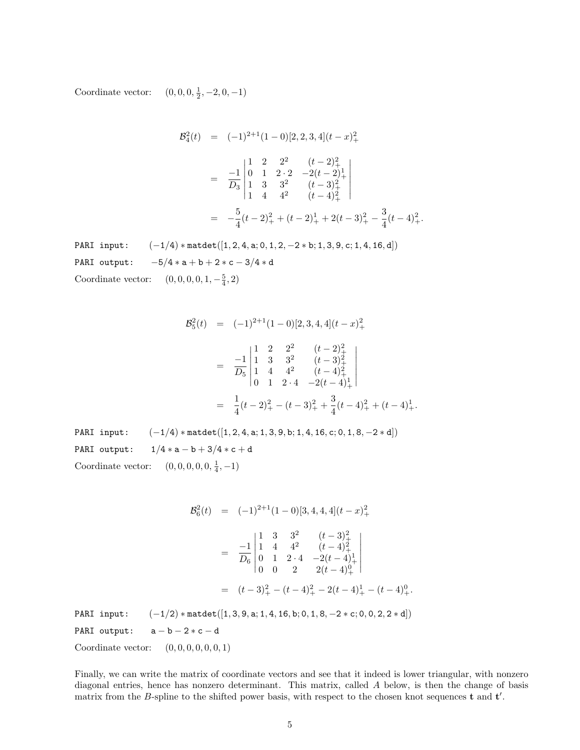Coordinate vector: $(0, 0, 0, \frac{1}{2}, -2, 0, -1)$

$$
\begin{aligned}
\mathcal{B}_4^2(t) &= (-1)^{2+1}(1-0)[2,2,3,4](t-x)_+^2 \\
&= \frac{-1}{D_3}\begin{vmatrix} 1 & 2 & 2^2 & (t-2)_+^2 \\ 0 & 1 & 2\cdot 2 & -2(t-2)_+^1 \\ 1 & 3 & 3^2 & (t-3)_+^2 \\ 1 & 4 & 4^2 & (t-4)_+^2 \end{vmatrix} \\
&= -\frac{5}{4}(t-2)_+^2 + (t-2)_+^1 + 2(t-3)_+^2 - \frac{3}{4}(t-4)_+^2.
\end{aligned}
$$

PARI input: `(-1/4) * matdet([1, 2, 4, a; 0, 1, 2, -2 * b; 1, 3, 9, c; 1, 4, 16, d])`

PARI output: `-5/4 * a + b + 2 * c - 3/4 * d`

Coordinate vector: $(0, 0, 0, 0, 1, -\frac{5}{4}, 2)$

$$
\begin{aligned}
\mathcal{B}_5^2(t) &= (-1)^{2+1}(1-0)[2,3,4,4](t-x)_+^2 \\
&= \frac{-1}{D_5}\begin{vmatrix} 1 & 2 & 2^2 & (t-2)_+^2 \\ 1 & 3 & 3^2 & (t-3)_+^2 \\ 1 & 4 & 4^2 & (t-4)_+^2 \\ 0 & 1 & 2\cdot 4 & -2(t-4)_+^1 \end{vmatrix} \\
&= \frac{1}{4}(t-2)_+^2 - (t-3)_+^2 + \frac{3}{4}(t-4)_+^2 + (t-4)_+^1.
\end{aligned}
$$

PARI input: `(-1/4) * matdet([1, 2, 4, a; 1, 3, 9, b; 1, 4, 16, c; 0, 1, 8, -2 * d])`

PARI output: `1/4 * a - b + 3/4 * c + d`

Coordinate vector: $(0, 0, 0, 0, 0, \frac{1}{4}, -1)$

$$
\begin{aligned}
\mathcal{B}_6^2(t) &= (-1)^{2+1}(1-0)[3,4,4,4](t-x)_+^2 \\
&= \frac{-1}{D_6}\begin{vmatrix} 1 & 3 & 3^2 & (t-3)_+^2 \\ 1 & 4 & 4^2 & (t-4)_+^2 \\ 0 & 1 & 2\cdot 4 & -2(t-4)_+^1 \\ 0 & 0 & 2 & 2(t-4)_+^0 \end{vmatrix} \\
&= (t-3)_+^2 - (t-4)_+^2 - 2(t-4)_+^1 - (t-4)_+^0.
\end{aligned}
$$

PARI input: `(-1/2) * matdet([1, 3, 9, a; 1, 4, 16, b; 0, 1, 8, -2 * c; 0, 0, 2, 2 * d])`

PARI output: `a - b - 2 * c - d`

Coordinate vector: $(0, 0, 0, 0, 0, 0, 1)$

Finally, we can write the matrix of coordinate vectors and see that it indeed is lower triangular, with nonzero diagonal entries, hence has nonzero determinant. This matrix, called $A$ below, is then the change of basis matrix from the $B$-spline to the shifted power basis, with respect to the chosen knot sequences $\mathbf{t}$ and $\mathbf{t}'$.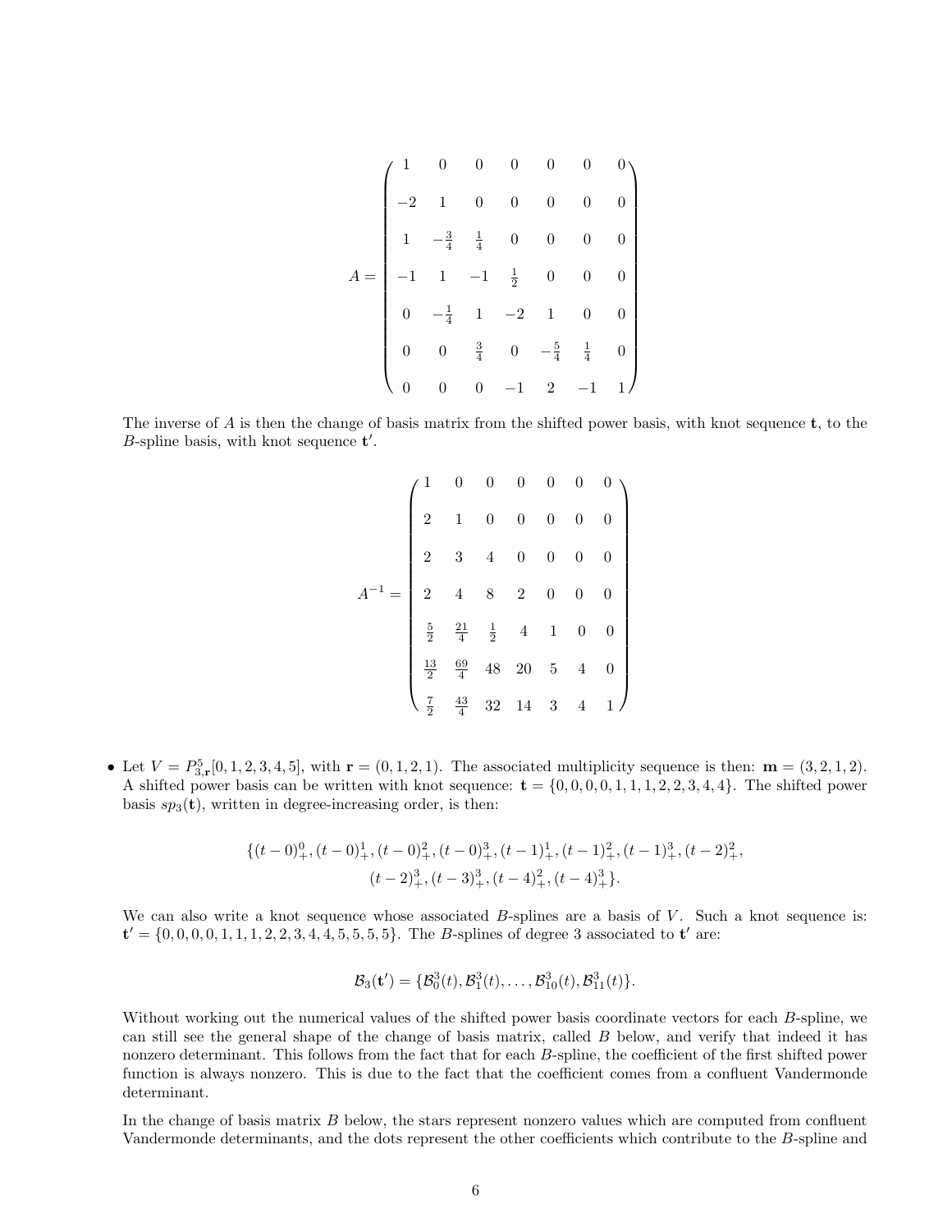$$A = \begin{pmatrix} 1 & 0 & 0 & 0 & 0 & 0 & 0 \\ -2 & 1 & 0 & 0 & 0 & 0 & 0 \\ 1 & -\frac{3}{4} & \frac{1}{4} & 0 & 0 & 0 & 0 \\ -1 & 1 & -1 & \frac{1}{2} & 0 & 0 & 0 \\ 0 & -\frac{1}{4} & 1 & -2 & 1 & 0 & 0 \\ 0 & 0 & \frac{3}{4} & 0 & -\frac{5}{4} & \frac{1}{4} & 0 \\ 0 & 0 & 0 & -1 & 2 & -1 & 1 \end{pmatrix}$$

The inverse of $A$ is then the change of basis matrix from the shifted power basis, with knot sequence $\mathbf{t}$, to the $B$-spline basis, with knot sequence $\mathbf{t}'$.

$$A^{-1} = \begin{pmatrix} 1 & 0 & 0 & 0 & 0 & 0 & 0 \\ 2 & 1 & 0 & 0 & 0 & 0 & 0 \\ 2 & 3 & 4 & 0 & 0 & 0 & 0 \\ 2 & 4 & 8 & 2 & 0 & 0 & 0 \\ \frac{5}{2} & \frac{21}{4} & \frac{1}{2} & 4 & 1 & 0 & 0 \\ \frac{13}{2} & \frac{69}{4} & 48 & 20 & 5 & 4 & 0 \\ \frac{7}{2} & \frac{43}{4} & 32 & 14 & 3 & 4 & 1 \end{pmatrix}$$

- Let $V = P^5_{3,\mathbf{r}}[0,1,2,3,4,5]$, with $\mathbf{r} = (0,1,2,1)$. The associated multiplicity sequence is then: $\mathbf{m} = (3,2,1,2)$. A shifted power basis can be written with knot sequence: $\mathbf{t} = \{0,0,0,0,1,1,1,2,2,3,4,4\}$. The shifted power basis $sp_3(\mathbf{t})$, written in degree-increasing order, is then:

$$\{(t-0)^0_+, (t-0)^1_+, (t-0)^2_+, (t-0)^3_+, (t-1)^1_+, (t-1)^2_+, (t-1)^3_+, (t-2)^2_+,$$
$$(t-2)^3_+, (t-3)^3_+, (t-4)^2_+, (t-4)^3_+\}.$$

We can also write a knot sequence whose associated $B$-splines are a basis of $V$. Such a knot sequence is: $\mathbf{t}' = \{0,0,0,0,1,1,1,2,2,3,4,4,5,5,5,5\}$. The $B$-splines of degree 3 associated to $\mathbf{t}'$ are:

$$\mathcal{B}_3(\mathbf{t}') = \{\mathcal{B}^3_0(t), \mathcal{B}^3_1(t), \ldots, \mathcal{B}^3_{10}(t), \mathcal{B}^3_{11}(t)\}.$$

Without working out the numerical values of the shifted power basis coordinate vectors for each $B$-spline, we can still see the general shape of the change of basis matrix, called $B$ below, and verify that indeed it has nonzero determinant. This follows from the fact that for each $B$-spline, the coefficient of the first shifted power function is always nonzero. This is due to the fact that the coefficient comes from a confluent Vandermonde determinant.

In the change of basis matrix $B$ below, the stars represent nonzero values which are computed from confluent Vandermonde determinants, and the dots represent the other coefficients which contribute to the $B$-spline and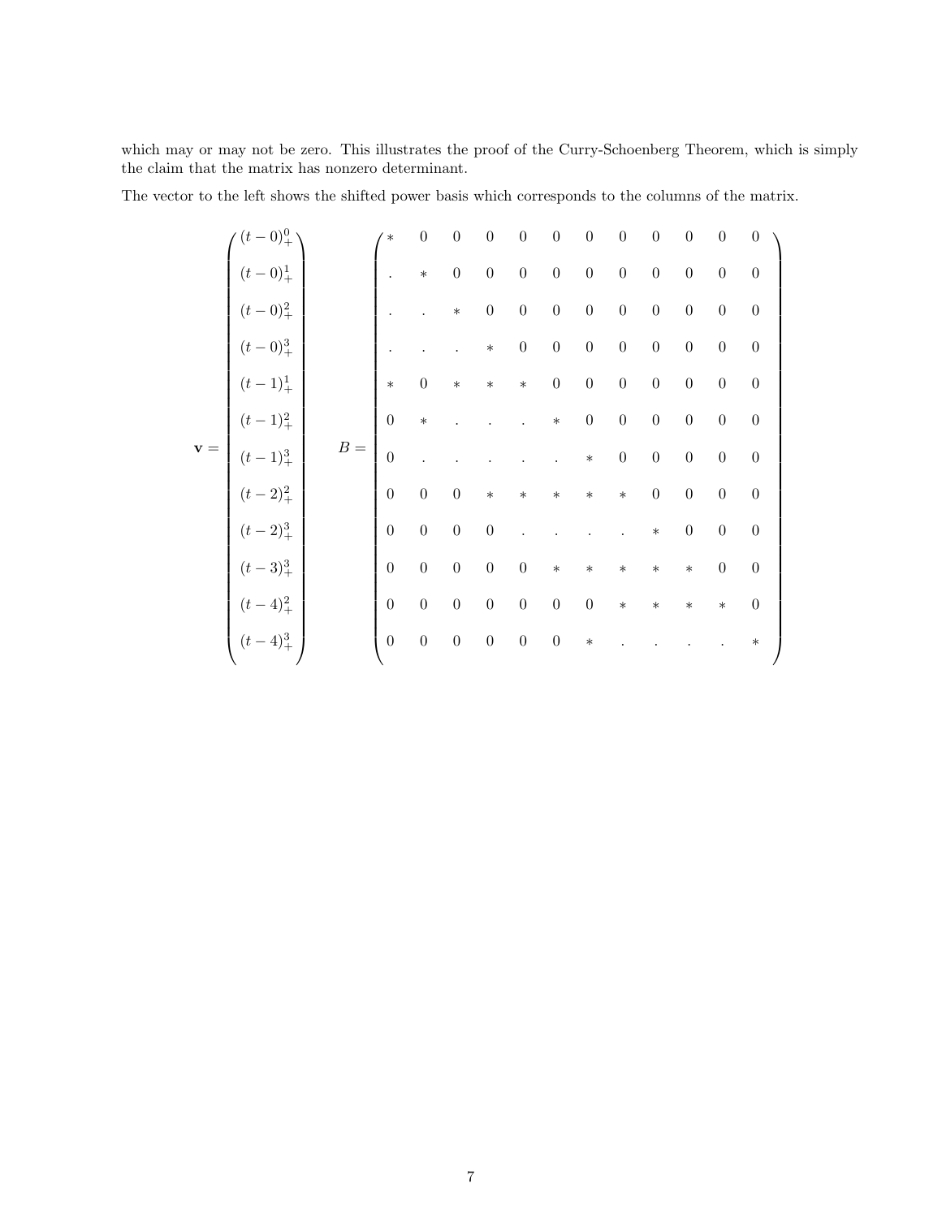which may or may not be zero. This illustrates the proof of the Curry-Schoenberg Theorem, which is simply the claim that the matrix has nonzero determinant.

The vector to the left shows the shifted power basis which corresponds to the columns of the matrix.

$$
\mathbf{v} = \begin{pmatrix} (t-0)_+^0 \\ (t-0)_+^1 \\ (t-0)_+^2 \\ (t-0)_+^3 \\ (t-1)_+^1 \\ (t-1)_+^2 \\ (t-1)_+^3 \\ (t-2)_+^2 \\ (t-2)_+^3 \\ (t-3)_+^3 \\ (t-4)_+^2 \\ (t-4)_+^3 \end{pmatrix}
\qquad
B = \begin{pmatrix}
* & 0 & 0 & 0 & 0 & 0 & 0 & 0 & 0 & 0 & 0 & 0 \\
. & * & 0 & 0 & 0 & 0 & 0 & 0 & 0 & 0 & 0 & 0 \\
. & . & * & 0 & 0 & 0 & 0 & 0 & 0 & 0 & 0 & 0 \\
. & . & . & * & 0 & 0 & 0 & 0 & 0 & 0 & 0 & 0 \\
* & 0 & * & * & * & 0 & 0 & 0 & 0 & 0 & 0 & 0 \\
0 & * & . & . & . & * & 0 & 0 & 0 & 0 & 0 & 0 \\
0 & . & . & . & . & . & * & 0 & 0 & 0 & 0 & 0 \\
0 & 0 & 0 & * & * & * & * & * & 0 & 0 & 0 & 0 \\
0 & 0 & 0 & 0 & . & . & . & . & * & 0 & 0 & 0 \\
0 & 0 & 0 & 0 & 0 & * & * & * & * & * & 0 & 0 \\
0 & 0 & 0 & 0 & 0 & 0 & 0 & * & * & * & * & 0 \\
0 & 0 & 0 & 0 & 0 & 0 & * & . & . & . & . & *
\end{pmatrix}
$$